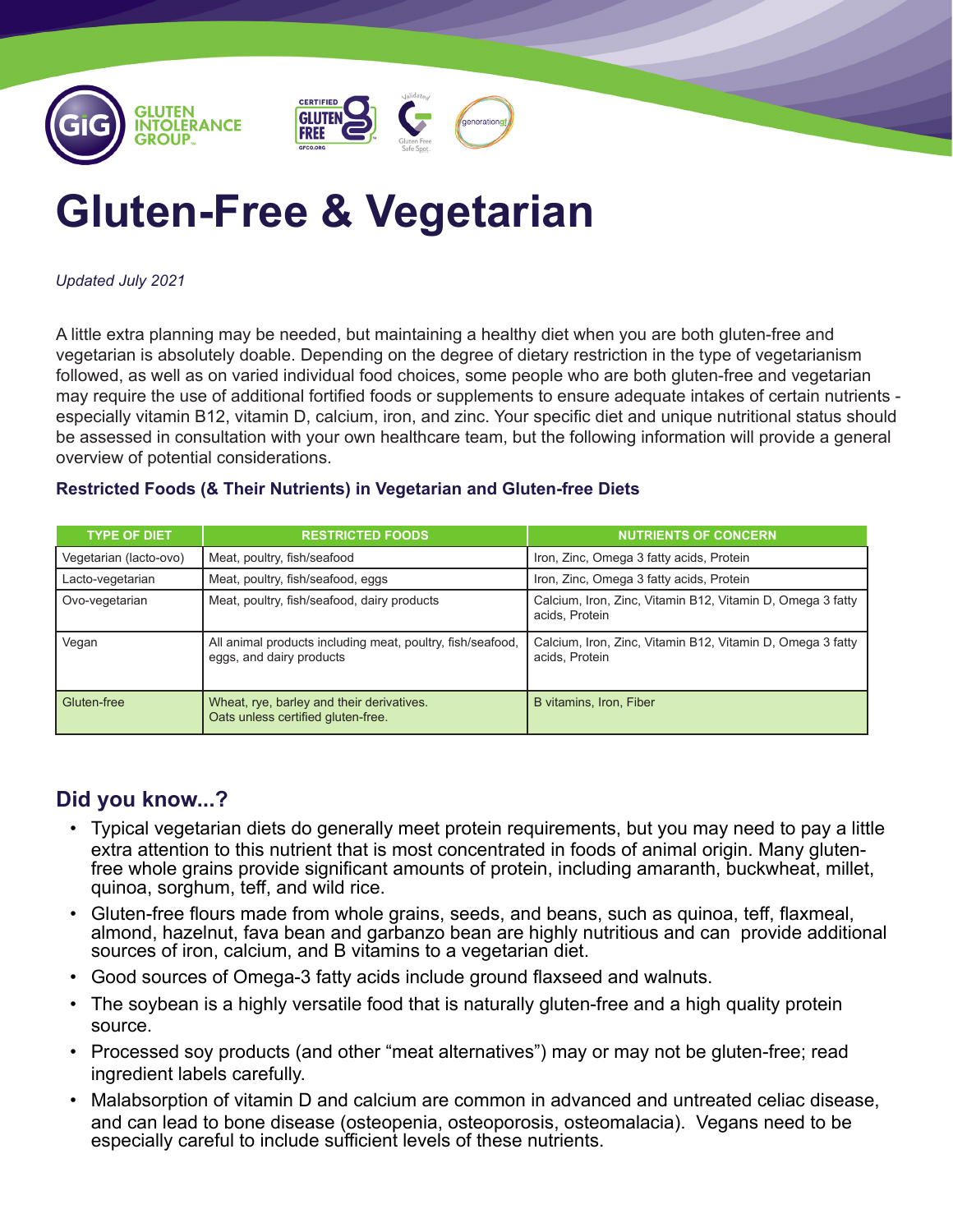GLUTEN INTOLERANCE GROUP

# Gluten-Free & Vegetarian

*Updated July 2021*

A little extra planning may be needed, but maintaining a healthy diet when you are both gluten-free and vegetarian is absolutely doable. Depending on the degree of dietary restriction in the type of vegetarianism followed, as well as on varied individual food choices, some people who are both gluten-free and vegetarian may require the use of additional fortified foods or supplements to ensure adequate intakes of certain nutrients - especially vitamin B12, vitamin D, calcium, iron, and zinc. Your specific diet and unique nutritional status should be assessed in consultation with your own healthcare team, but the following information will provide a general overview of potential considerations.

### Restricted Foods (& Their Nutrients) in Vegetarian and Gluten-free Diets

| TYPE OF DIET | RESTRICTED FOODS | NUTRIENTS OF CONCERN |
|---|---|---|
| Vegetarian (lacto-ovo) | Meat, poultry, fish/seafood | Iron, Zinc, Omega 3 fatty acids, Protein |
| Lacto-vegetarian | Meat, poultry, fish/seafood, eggs | Iron, Zinc, Omega 3 fatty acids, Protein |
| Ovo-vegetarian | Meat, poultry, fish/seafood, dairy products | Calcium, Iron, Zinc, Vitamin B12, Vitamin D, Omega 3 fatty acids, Protein |
| Vegan | All animal products including meat, poultry, fish/seafood, eggs, and dairy products | Calcium, Iron, Zinc, Vitamin B12, Vitamin D, Omega 3 fatty acids, Protein |
| Gluten-free | Wheat, rye, barley and their derivatives. Oats unless certified gluten-free. | B vitamins, Iron, Fiber |

## Did you know...?

- Typical vegetarian diets do generally meet protein requirements, but you may need to pay a little extra attention to this nutrient that is most concentrated in foods of animal origin. Many gluten-free whole grains provide significant amounts of protein, including amaranth, buckwheat, millet, quinoa, sorghum, teff, and wild rice.
- Gluten-free flours made from whole grains, seeds, and beans, such as quinoa, teff, flaxmeal, almond, hazelnut, fava bean and garbanzo bean are highly nutritious and can provide additional sources of iron, calcium, and B vitamins to a vegetarian diet.
- Good sources of Omega-3 fatty acids include ground flaxseed and walnuts.
- The soybean is a highly versatile food that is naturally gluten-free and a high quality protein source.
- Processed soy products (and other "meat alternatives") may or may not be gluten-free; read ingredient labels carefully.
- Malabsorption of vitamin D and calcium are common in advanced and untreated celiac disease, and can lead to bone disease (osteopenia, osteoporosis, osteomalacia). Vegans need to be especially careful to include sufficient levels of these nutrients.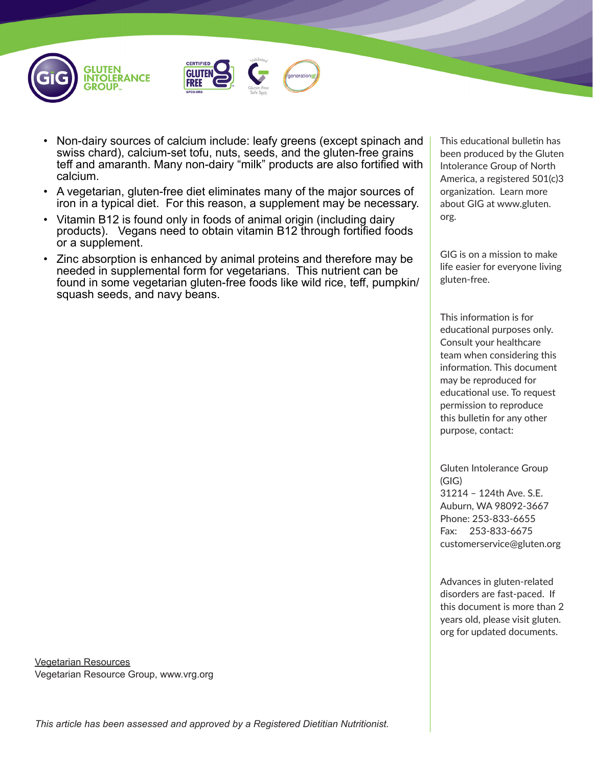- Non-dairy sources of calcium include: leafy greens (except spinach and swiss chard), calcium-set tofu, nuts, seeds, and the gluten-free grains teff and amaranth. Many non-dairy "milk" products are also fortified with calcium.
- A vegetarian, gluten-free diet eliminates many of the major sources of iron in a typical diet. For this reason, a supplement may be necessary.
- Vitamin B12 is found only in foods of animal origin (including dairy products). Vegans need to obtain vitamin B12 through fortified foods or a supplement.
- Zinc absorption is enhanced by animal proteins and therefore may be needed in supplemental form for vegetarians. This nutrient can be found in some vegetarian gluten-free foods like wild rice, teff, pumpkin/squash seeds, and navy beans.

Vegetarian Resources

Vegetarian Resource Group, www.vrg.org

*This article has been assessed and approved by a Registered Dietitian Nutritionist.*

This educational bulletin has been produced by the Gluten Intolerance Group of North America, a registered 501(c)3 organization. Learn more about GIG at www.gluten.org.

GIG is on a mission to make life easier for everyone living gluten-free.

This information is for educational purposes only. Consult your healthcare team when considering this information. This document may be reproduced for educational use. To request permission to reproduce this bulletin for any other purpose, contact:

Gluten Intolerance Group (GIG)
31214 – 124th Ave. S.E.
Auburn, WA 98092-3667
Phone: 253-833-6655
Fax: 253-833-6675
customerservice@gluten.org

Advances in gluten-related disorders are fast-paced. If this document is more than 2 years old, please visit gluten.org for updated documents.